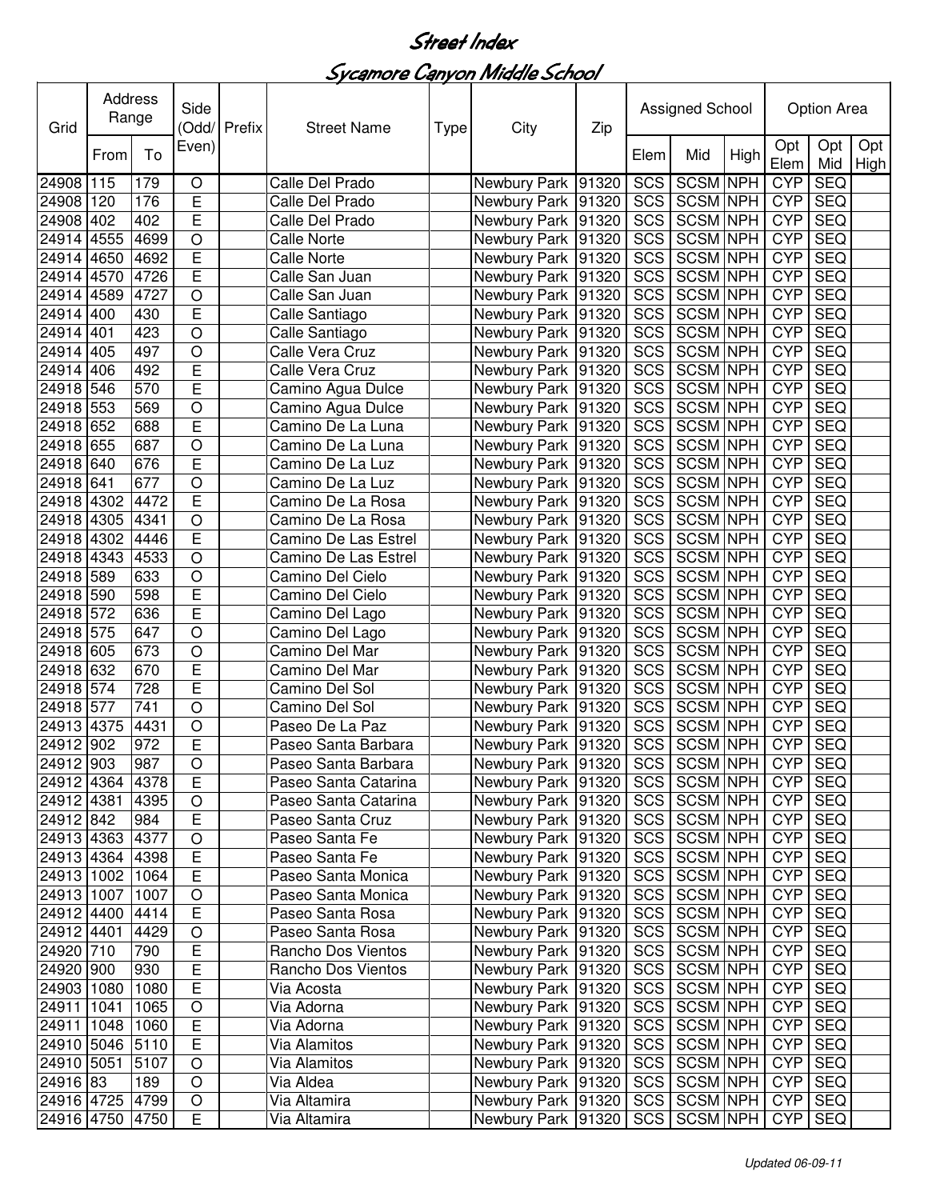# Street Index

## Sycamore Canyon Middle School

| Grid | Address Range | | Side (Odd/ Even) | Prefix | Street Name | Type | City | Zip | Assigned School | | | Option Area | | |
|---|---|---|---|---|---|---|---|---|---|---|---|---|---|---|
| | From | To | | | | | | | Elem | Mid | High | Opt Elem | Opt Mid | Opt High |
| 24908 | 115 | 179 | O | | Calle Del Prado | | Newbury Park | 91320 | SCS | SCSM | NPH | CYP | SEQ | |
| 24908 | 120 | 176 | E | | Calle Del Prado | | Newbury Park | 91320 | SCS | SCSM | NPH | CYP | SEQ | |
| 24908 | 402 | 402 | E | | Calle Del Prado | | Newbury Park | 91320 | SCS | SCSM | NPH | CYP | SEQ | |
| 24914 | 4555 | 4699 | O | | Calle Norte | | Newbury Park | 91320 | SCS | SCSM | NPH | CYP | SEQ | |
| 24914 | 4650 | 4692 | E | | Calle Norte | | Newbury Park | 91320 | SCS | SCSM | NPH | CYP | SEQ | |
| 24914 | 4570 | 4726 | E | | Calle San Juan | | Newbury Park | 91320 | SCS | SCSM | NPH | CYP | SEQ | |
| 24914 | 4589 | 4727 | O | | Calle San Juan | | Newbury Park | 91320 | SCS | SCSM | NPH | CYP | SEQ | |
| 24914 | 400 | 430 | E | | Calle Santiago | | Newbury Park | 91320 | SCS | SCSM | NPH | CYP | SEQ | |
| 24914 | 401 | 423 | O | | Calle Santiago | | Newbury Park | 91320 | SCS | SCSM | NPH | CYP | SEQ | |
| 24914 | 405 | 497 | O | | Calle Vera Cruz | | Newbury Park | 91320 | SCS | SCSM | NPH | CYP | SEQ | |
| 24914 | 406 | 492 | E | | Calle Vera Cruz | | Newbury Park | 91320 | SCS | SCSM | NPH | CYP | SEQ | |
| 24918 | 546 | 570 | E | | Camino Agua Dulce | | Newbury Park | 91320 | SCS | SCSM | NPH | CYP | SEQ | |
| 24918 | 553 | 569 | O | | Camino Agua Dulce | | Newbury Park | 91320 | SCS | SCSM | NPH | CYP | SEQ | |
| 24918 | 652 | 688 | E | | Camino De La Luna | | Newbury Park | 91320 | SCS | SCSM | NPH | CYP | SEQ | |
| 24918 | 655 | 687 | O | | Camino De La Luna | | Newbury Park | 91320 | SCS | SCSM | NPH | CYP | SEQ | |
| 24918 | 640 | 676 | E | | Camino De La Luz | | Newbury Park | 91320 | SCS | SCSM | NPH | CYP | SEQ | |
| 24918 | 641 | 677 | O | | Camino De La Luz | | Newbury Park | 91320 | SCS | SCSM | NPH | CYP | SEQ | |
| 24918 | 4302 | 4472 | E | | Camino De La Rosa | | Newbury Park | 91320 | SCS | SCSM | NPH | CYP | SEQ | |
| 24918 | 4305 | 4341 | O | | Camino De La Rosa | | Newbury Park | 91320 | SCS | SCSM | NPH | CYP | SEQ | |
| 24918 | 4302 | 4446 | E | | Camino De Las Estrel | | Newbury Park | 91320 | SCS | SCSM | NPH | CYP | SEQ | |
| 24918 | 4343 | 4533 | O | | Camino De Las Estrel | | Newbury Park | 91320 | SCS | SCSM | NPH | CYP | SEQ | |
| 24918 | 589 | 633 | O | | Camino Del Cielo | | Newbury Park | 91320 | SCS | SCSM | NPH | CYP | SEQ | |
| 24918 | 590 | 598 | E | | Camino Del Cielo | | Newbury Park | 91320 | SCS | SCSM | NPH | CYP | SEQ | |
| 24918 | 572 | 636 | E | | Camino Del Lago | | Newbury Park | 91320 | SCS | SCSM | NPH | CYP | SEQ | |
| 24918 | 575 | 647 | O | | Camino Del Lago | | Newbury Park | 91320 | SCS | SCSM | NPH | CYP | SEQ | |
| 24918 | 605 | 673 | O | | Camino Del Mar | | Newbury Park | 91320 | SCS | SCSM | NPH | CYP | SEQ | |
| 24918 | 632 | 670 | E | | Camino Del Mar | | Newbury Park | 91320 | SCS | SCSM | NPH | CYP | SEQ | |
| 24918 | 574 | 728 | E | | Camino Del Sol | | Newbury Park | 91320 | SCS | SCSM | NPH | CYP | SEQ | |
| 24918 | 577 | 741 | O | | Camino Del Sol | | Newbury Park | 91320 | SCS | SCSM | NPH | CYP | SEQ | |
| 24913 | 4375 | 4431 | O | | Paseo De La Paz | | Newbury Park | 91320 | SCS | SCSM | NPH | CYP | SEQ | |
| 24912 | 902 | 972 | E | | Paseo Santa Barbara | | Newbury Park | 91320 | SCS | SCSM | NPH | CYP | SEQ | |
| 24912 | 903 | 987 | O | | Paseo Santa Barbara | | Newbury Park | 91320 | SCS | SCSM | NPH | CYP | SEQ | |
| 24912 | 4364 | 4378 | E | | Paseo Santa Catarina | | Newbury Park | 91320 | SCS | SCSM | NPH | CYP | SEQ | |
| 24912 | 4381 | 4395 | O | | Paseo Santa Catarina | | Newbury Park | 91320 | SCS | SCSM | NPH | CYP | SEQ | |
| 24912 | 842 | 984 | E | | Paseo Santa Cruz | | Newbury Park | 91320 | SCS | SCSM | NPH | CYP | SEQ | |
| 24913 | 4363 | 4377 | O | | Paseo Santa Fe | | Newbury Park | 91320 | SCS | SCSM | NPH | CYP | SEQ | |
| 24913 | 4364 | 4398 | E | | Paseo Santa Fe | | Newbury Park | 91320 | SCS | SCSM | NPH | CYP | SEQ | |
| 24913 | 1002 | 1064 | E | | Paseo Santa Monica | | Newbury Park | 91320 | SCS | SCSM | NPH | CYP | SEQ | |
| 24913 | 1007 | 1007 | O | | Paseo Santa Monica | | Newbury Park | 91320 | SCS | SCSM | NPH | CYP | SEQ | |
| 24912 | 4400 | 4414 | E | | Paseo Santa Rosa | | Newbury Park | 91320 | SCS | SCSM | NPH | CYP | SEQ | |
| 24912 | 4401 | 4429 | O | | Paseo Santa Rosa | | Newbury Park | 91320 | SCS | SCSM | NPH | CYP | SEQ | |
| 24920 | 710 | 790 | E | | Rancho Dos Vientos | | Newbury Park | 91320 | SCS | SCSM | NPH | CYP | SEQ | |
| 24920 | 900 | 930 | E | | Rancho Dos Vientos | | Newbury Park | 91320 | SCS | SCSM | NPH | CYP | SEQ | |
| 24903 | 1080 | 1080 | E | | Via Acosta | | Newbury Park | 91320 | SCS | SCSM | NPH | CYP | SEQ | |
| 24911 | 1041 | 1065 | O | | Via Adorna | | Newbury Park | 91320 | SCS | SCSM | NPH | CYP | SEQ | |
| 24911 | 1048 | 1060 | E | | Via Adorna | | Newbury Park | 91320 | SCS | SCSM | NPH | CYP | SEQ | |
| 24910 | 5046 | 5110 | E | | Via Alamitos | | Newbury Park | 91320 | SCS | SCSM | NPH | CYP | SEQ | |
| 24910 | 5051 | 5107 | O | | Via Alamitos | | Newbury Park | 91320 | SCS | SCSM | NPH | CYP | SEQ | |
| 24916 | 83 | 189 | O | | Via Aldea | | Newbury Park | 91320 | SCS | SCSM | NPH | CYP | SEQ | |
| 24916 | 4725 | 4799 | O | | Via Altamira | | Newbury Park | 91320 | SCS | SCSM | NPH | CYP | SEQ | |
| 24916 | 4750 | 4750 | E | | Via Altamira | | Newbury Park | 91320 | SCS | SCSM | NPH | CYP | SEQ | |

*Updated 06-09-11*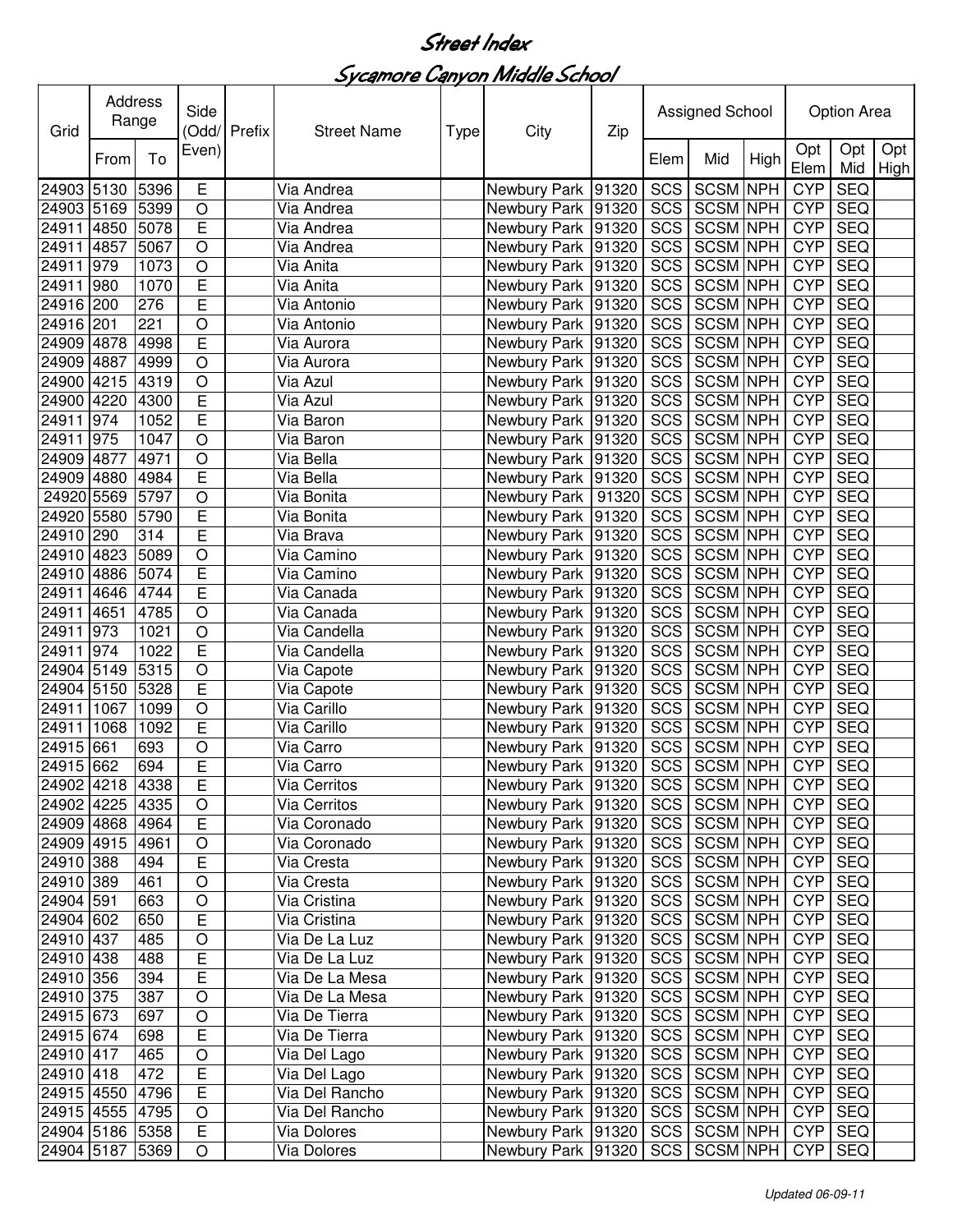# Street Index

## Sycamore Canyon Middle School

| Grid | Address Range | | Side (Odd/ Even) | Prefix | Street Name | Type | City | Zip | Assigned School | | | Option Area | | |
|---|---|---|---|---|---|---|---|---|---|---|---|---|---|---|
| | From | To | | | | | | | Elem | Mid | High | Opt Elem | Opt Mid | Opt High |
| 24903 | 5130 | 5396 | E | | Via Andrea | | Newbury Park | 91320 | SCS | SCSM | NPH | CYP | SEQ | |
| 24903 | 5169 | 5399 | O | | Via Andrea | | Newbury Park | 91320 | SCS | SCSM | NPH | CYP | SEQ | |
| 24911 | 4850 | 5078 | E | | Via Andrea | | Newbury Park | 91320 | SCS | SCSM | NPH | CYP | SEQ | |
| 24911 | 4857 | 5067 | O | | Via Andrea | | Newbury Park | 91320 | SCS | SCSM | NPH | CYP | SEQ | |
| 24911 | 979 | 1073 | O | | Via Anita | | Newbury Park | 91320 | SCS | SCSM | NPH | CYP | SEQ | |
| 24911 | 980 | 1070 | E | | Via Anita | | Newbury Park | 91320 | SCS | SCSM | NPH | CYP | SEQ | |
| 24916 | 200 | 276 | E | | Via Antonio | | Newbury Park | 91320 | SCS | SCSM | NPH | CYP | SEQ | |
| 24916 | 201 | 221 | O | | Via Antonio | | Newbury Park | 91320 | SCS | SCSM | NPH | CYP | SEQ | |
| 24909 | 4878 | 4998 | E | | Via Aurora | | Newbury Park | 91320 | SCS | SCSM | NPH | CYP | SEQ | |
| 24909 | 4887 | 4999 | O | | Via Aurora | | Newbury Park | 91320 | SCS | SCSM | NPH | CYP | SEQ | |
| 24900 | 4215 | 4319 | O | | Via Azul | | Newbury Park | 91320 | SCS | SCSM | NPH | CYP | SEQ | |
| 24900 | 4220 | 4300 | E | | Via Azul | | Newbury Park | 91320 | SCS | SCSM | NPH | CYP | SEQ | |
| 24911 | 974 | 1052 | E | | Via Baron | | Newbury Park | 91320 | SCS | SCSM | NPH | CYP | SEQ | |
| 24911 | 975 | 1047 | O | | Via Baron | | Newbury Park | 91320 | SCS | SCSM | NPH | CYP | SEQ | |
| 24909 | 4877 | 4971 | O | | Via Bella | | Newbury Park | 91320 | SCS | SCSM | NPH | CYP | SEQ | |
| 24909 | 4880 | 4984 | E | | Via Bella | | Newbury Park | 91320 | SCS | SCSM | NPH | CYP | SEQ | |
| 24920 | 5569 | 5797 | O | | Via Bonita | | Newbury Park | 91320 | SCS | SCSM | NPH | CYP | SEQ | |
| 24920 | 5580 | 5790 | E | | Via Bonita | | Newbury Park | 91320 | SCS | SCSM | NPH | CYP | SEQ | |
| 24910 | 290 | 314 | E | | Via Brava | | Newbury Park | 91320 | SCS | SCSM | NPH | CYP | SEQ | |
| 24910 | 4823 | 5089 | O | | Via Camino | | Newbury Park | 91320 | SCS | SCSM | NPH | CYP | SEQ | |
| 24910 | 4886 | 5074 | E | | Via Camino | | Newbury Park | 91320 | SCS | SCSM | NPH | CYP | SEQ | |
| 24911 | 4646 | 4744 | E | | Via Canada | | Newbury Park | 91320 | SCS | SCSM | NPH | CYP | SEQ | |
| 24911 | 4651 | 4785 | O | | Via Canada | | Newbury Park | 91320 | SCS | SCSM | NPH | CYP | SEQ | |
| 24911 | 973 | 1021 | O | | Via Candella | | Newbury Park | 91320 | SCS | SCSM | NPH | CYP | SEQ | |
| 24911 | 974 | 1022 | E | | Via Candella | | Newbury Park | 91320 | SCS | SCSM | NPH | CYP | SEQ | |
| 24904 | 5149 | 5315 | O | | Via Capote | | Newbury Park | 91320 | SCS | SCSM | NPH | CYP | SEQ | |
| 24904 | 5150 | 5328 | E | | Via Capote | | Newbury Park | 91320 | SCS | SCSM | NPH | CYP | SEQ | |
| 24911 | 1067 | 1099 | O | | Via Carillo | | Newbury Park | 91320 | SCS | SCSM | NPH | CYP | SEQ | |
| 24911 | 1068 | 1092 | E | | Via Carillo | | Newbury Park | 91320 | SCS | SCSM | NPH | CYP | SEQ | |
| 24915 | 661 | 693 | O | | Via Carro | | Newbury Park | 91320 | SCS | SCSM | NPH | CYP | SEQ | |
| 24915 | 662 | 694 | E | | Via Carro | | Newbury Park | 91320 | SCS | SCSM | NPH | CYP | SEQ | |
| 24902 | 4218 | 4338 | E | | Via Cerritos | | Newbury Park | 91320 | SCS | SCSM | NPH | CYP | SEQ | |
| 24902 | 4225 | 4335 | O | | Via Cerritos | | Newbury Park | 91320 | SCS | SCSM | NPH | CYP | SEQ | |
| 24909 | 4868 | 4964 | E | | Via Coronado | | Newbury Park | 91320 | SCS | SCSM | NPH | CYP | SEQ | |
| 24909 | 4915 | 4961 | O | | Via Coronado | | Newbury Park | 91320 | SCS | SCSM | NPH | CYP | SEQ | |
| 24910 | 388 | 494 | E | | Via Cresta | | Newbury Park | 91320 | SCS | SCSM | NPH | CYP | SEQ | |
| 24910 | 389 | 461 | O | | Via Cresta | | Newbury Park | 91320 | SCS | SCSM | NPH | CYP | SEQ | |
| 24904 | 591 | 663 | O | | Via Cristina | | Newbury Park | 91320 | SCS | SCSM | NPH | CYP | SEQ | |
| 24904 | 602 | 650 | E | | Via Cristina | | Newbury Park | 91320 | SCS | SCSM | NPH | CYP | SEQ | |
| 24910 | 437 | 485 | O | | Via De La Luz | | Newbury Park | 91320 | SCS | SCSM | NPH | CYP | SEQ | |
| 24910 | 438 | 488 | E | | Via De La Luz | | Newbury Park | 91320 | SCS | SCSM | NPH | CYP | SEQ | |
| 24910 | 356 | 394 | E | | Via De La Mesa | | Newbury Park | 91320 | SCS | SCSM | NPH | CYP | SEQ | |
| 24910 | 375 | 387 | O | | Via De La Mesa | | Newbury Park | 91320 | SCS | SCSM | NPH | CYP | SEQ | |
| 24915 | 673 | 697 | O | | Via De Tierra | | Newbury Park | 91320 | SCS | SCSM | NPH | CYP | SEQ | |
| 24915 | 674 | 698 | E | | Via De Tierra | | Newbury Park | 91320 | SCS | SCSM | NPH | CYP | SEQ | |
| 24910 | 417 | 465 | O | | Via Del Lago | | Newbury Park | 91320 | SCS | SCSM | NPH | CYP | SEQ | |
| 24910 | 418 | 472 | E | | Via Del Lago | | Newbury Park | 91320 | SCS | SCSM | NPH | CYP | SEQ | |
| 24915 | 4550 | 4796 | E | | Via Del Rancho | | Newbury Park | 91320 | SCS | SCSM | NPH | CYP | SEQ | |
| 24915 | 4555 | 4795 | O | | Via Del Rancho | | Newbury Park | 91320 | SCS | SCSM | NPH | CYP | SEQ | |
| 24904 | 5186 | 5358 | E | | Via Dolores | | Newbury Park | 91320 | SCS | SCSM | NPH | CYP | SEQ | |
| 24904 | 5187 | 5369 | O | | Via Dolores | | Newbury Park | 91320 | SCS | SCSM | NPH | CYP | SEQ | |

*Updated 06-09-11*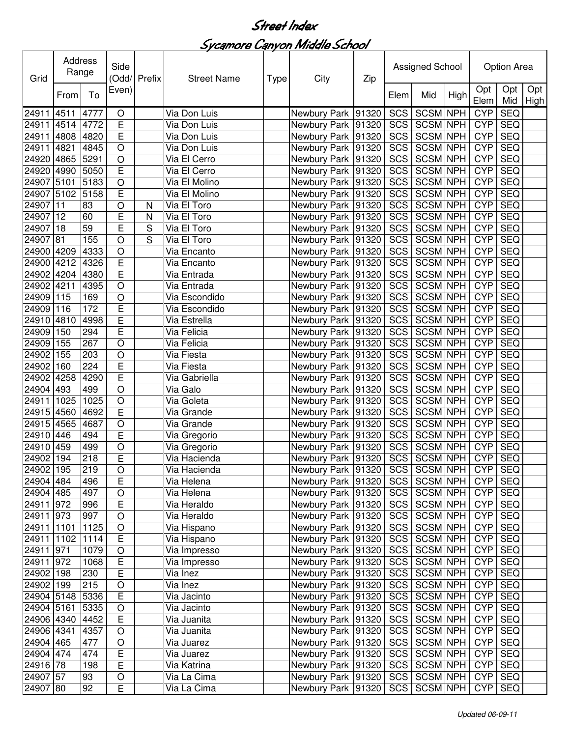# Street Index

## Sycamore Canyon Middle School

| Grid | Address Range | | Side (Odd/ Even) | Prefix | Street Name | Type | City | Zip | Assigned School | | | Option Area | | |
|---|---|---|---|---|---|---|---|---|---|---|---|---|---|---|
| | From | To | | | | | | | Elem | Mid | High | Opt Elem | Opt Mid | Opt High |
| 24911 | 4511 | 4777 | O | | Via Don Luis | | Newbury Park | 91320 | SCS | SCSM | NPH | CYP | SEQ | |
| 24911 | 4514 | 4772 | E | | Via Don Luis | | Newbury Park | 91320 | SCS | SCSM | NPH | CYP | SEQ | |
| 24911 | 4808 | 4820 | E | | Via Don Luis | | Newbury Park | 91320 | SCS | SCSM | NPH | CYP | SEQ | |
| 24911 | 4821 | 4845 | O | | Via Don Luis | | Newbury Park | 91320 | SCS | SCSM | NPH | CYP | SEQ | |
| 24920 | 4865 | 5291 | O | | Via El Cerro | | Newbury Park | 91320 | SCS | SCSM | NPH | CYP | SEQ | |
| 24920 | 4990 | 5050 | E | | Via El Cerro | | Newbury Park | 91320 | SCS | SCSM | NPH | CYP | SEQ | |
| 24907 | 5101 | 5183 | O | | Via El Molino | | Newbury Park | 91320 | SCS | SCSM | NPH | CYP | SEQ | |
| 24907 | 5102 | 5158 | E | | Via El Molino | | Newbury Park | 91320 | SCS | SCSM | NPH | CYP | SEQ | |
| 24907 | 11 | 83 | O | N | Via El Toro | | Newbury Park | 91320 | SCS | SCSM | NPH | CYP | SEQ | |
| 24907 | 12 | 60 | E | N | Via El Toro | | Newbury Park | 91320 | SCS | SCSM | NPH | CYP | SEQ | |
| 24907 | 18 | 59 | E | S | Via El Toro | | Newbury Park | 91320 | SCS | SCSM | NPH | CYP | SEQ | |
| 24907 | 81 | 155 | O | S | Via El Toro | | Newbury Park | 91320 | SCS | SCSM | NPH | CYP | SEQ | |
| 24900 | 4209 | 4333 | O | | Via Encanto | | Newbury Park | 91320 | SCS | SCSM | NPH | CYP | SEQ | |
| 24900 | 4212 | 4326 | E | | Via Encanto | | Newbury Park | 91320 | SCS | SCSM | NPH | CYP | SEQ | |
| 24902 | 4204 | 4380 | E | | Via Entrada | | Newbury Park | 91320 | SCS | SCSM | NPH | CYP | SEQ | |
| 24902 | 4211 | 4395 | O | | Via Entrada | | Newbury Park | 91320 | SCS | SCSM | NPH | CYP | SEQ | |
| 24909 | 115 | 169 | O | | Via Escondido | | Newbury Park | 91320 | SCS | SCSM | NPH | CYP | SEQ | |
| 24909 | 116 | 172 | E | | Via Escondido | | Newbury Park | 91320 | SCS | SCSM | NPH | CYP | SEQ | |
| 24910 | 4810 | 4998 | E | | Via Estrella | | Newbury Park | 91320 | SCS | SCSM | NPH | CYP | SEQ | |
| 24909 | 150 | 294 | E | | Via Felicia | | Newbury Park | 91320 | SCS | SCSM | NPH | CYP | SEQ | |
| 24909 | 155 | 267 | O | | Via Felicia | | Newbury Park | 91320 | SCS | SCSM | NPH | CYP | SEQ | |
| 24902 | 155 | 203 | O | | Via Fiesta | | Newbury Park | 91320 | SCS | SCSM | NPH | CYP | SEQ | |
| 24902 | 160 | 224 | E | | Via Fiesta | | Newbury Park | 91320 | SCS | SCSM | NPH | CYP | SEQ | |
| 24902 | 4258 | 4290 | E | | Via Gabriella | | Newbury Park | 91320 | SCS | SCSM | NPH | CYP | SEQ | |
| 24904 | 493 | 499 | O | | Via Galo | | Newbury Park | 91320 | SCS | SCSM | NPH | CYP | SEQ | |
| 24911 | 1025 | 1025 | O | | Via Goleta | | Newbury Park | 91320 | SCS | SCSM | NPH | CYP | SEQ | |
| 24915 | 4560 | 4692 | E | | Via Grande | | Newbury Park | 91320 | SCS | SCSM | NPH | CYP | SEQ | |
| 24915 | 4565 | 4687 | O | | Via Grande | | Newbury Park | 91320 | SCS | SCSM | NPH | CYP | SEQ | |
| 24910 | 446 | 494 | E | | Via Gregorio | | Newbury Park | 91320 | SCS | SCSM | NPH | CYP | SEQ | |
| 24910 | 459 | 499 | O | | Via Gregorio | | Newbury Park | 91320 | SCS | SCSM | NPH | CYP | SEQ | |
| 24902 | 194 | 218 | E | | Via Hacienda | | Newbury Park | 91320 | SCS | SCSM | NPH | CYP | SEQ | |
| 24902 | 195 | 219 | O | | Via Hacienda | | Newbury Park | 91320 | SCS | SCSM | NPH | CYP | SEQ | |
| 24904 | 484 | 496 | E | | Via Helena | | Newbury Park | 91320 | SCS | SCSM | NPH | CYP | SEQ | |
| 24904 | 485 | 497 | O | | Via Helena | | Newbury Park | 91320 | SCS | SCSM | NPH | CYP | SEQ | |
| 24911 | 972 | 996 | E | | Via Heraldo | | Newbury Park | 91320 | SCS | SCSM | NPH | CYP | SEQ | |
| 24911 | 973 | 997 | O | | Via Heraldo | | Newbury Park | 91320 | SCS | SCSM | NPH | CYP | SEQ | |
| 24911 | 1101 | 1125 | O | | Via Hispano | | Newbury Park | 91320 | SCS | SCSM | NPH | CYP | SEQ | |
| 24911 | 1102 | 1114 | E | | Via Hispano | | Newbury Park | 91320 | SCS | SCSM | NPH | CYP | SEQ | |
| 24911 | 971 | 1079 | O | | Via Impresso | | Newbury Park | 91320 | SCS | SCSM | NPH | CYP | SEQ | |
| 24911 | 972 | 1068 | E | | Via Impresso | | Newbury Park | 91320 | SCS | SCSM | NPH | CYP | SEQ | |
| 24902 | 198 | 230 | E | | Via Inez | | Newbury Park | 91320 | SCS | SCSM | NPH | CYP | SEQ | |
| 24902 | 199 | 215 | O | | Via Inez | | Newbury Park | 91320 | SCS | SCSM | NPH | CYP | SEQ | |
| 24904 | 5148 | 5336 | E | | Via Jacinto | | Newbury Park | 91320 | SCS | SCSM | NPH | CYP | SEQ | |
| 24904 | 5161 | 5335 | O | | Via Jacinto | | Newbury Park | 91320 | SCS | SCSM | NPH | CYP | SEQ | |
| 24906 | 4340 | 4452 | E | | Via Juanita | | Newbury Park | 91320 | SCS | SCSM | NPH | CYP | SEQ | |
| 24906 | 4341 | 4357 | O | | Via Juanita | | Newbury Park | 91320 | SCS | SCSM | NPH | CYP | SEQ | |
| 24904 | 465 | 477 | O | | Via Juarez | | Newbury Park | 91320 | SCS | SCSM | NPH | CYP | SEQ | |
| 24904 | 474 | 474 | E | | Via Juarez | | Newbury Park | 91320 | SCS | SCSM | NPH | CYP | SEQ | |
| 24916 | 78 | 198 | E | | Via Katrina | | Newbury Park | 91320 | SCS | SCSM | NPH | CYP | SEQ | |
| 24907 | 57 | 93 | O | | Via La Cima | | Newbury Park | 91320 | SCS | SCSM | NPH | CYP | SEQ | |
| 24907 | 80 | 92 | E | | Via La Cima | | Newbury Park | 91320 | SCS | SCSM | NPH | CYP | SEQ | |

*Updated 06-09-11*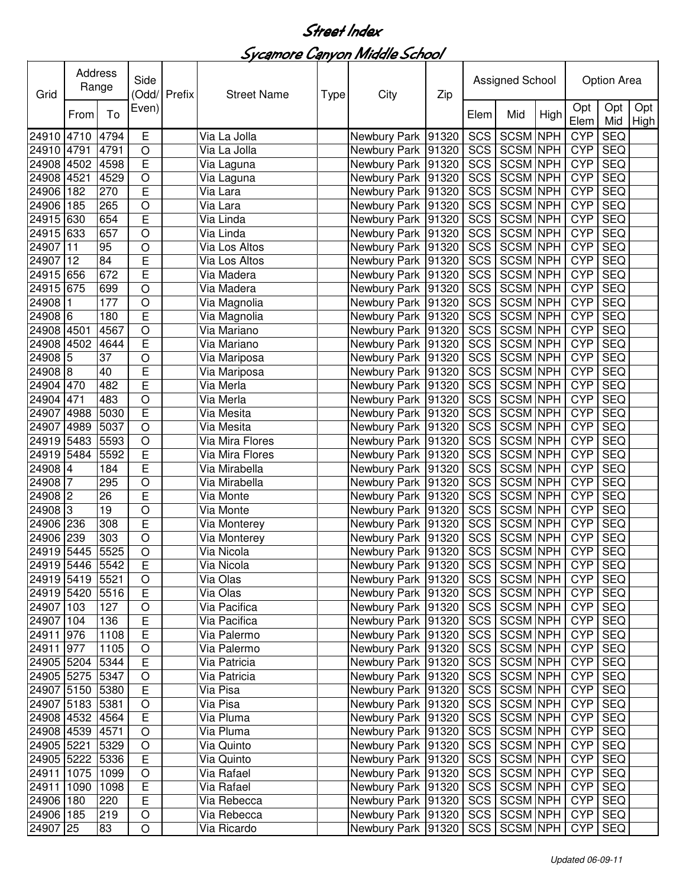# Street Index

## Sycamore Canyon Middle School

| Grid | Address Range | | Side (Odd/ Even) | Prefix | Street Name | Type | City | Zip | Assigned School | | | Option Area | | |
|---|---|---|---|---|---|---|---|---|---|---|---|---|---|---|
| | From | To | | | | | | | Elem | Mid | High | Opt Elem | Opt Mid | Opt High |
| 24910 | 4710 | 4794 | E | | Via La Jolla | | Newbury Park | 91320 | SCS | SCSM | NPH | CYP | SEQ | |
| 24910 | 4791 | 4791 | O | | Via La Jolla | | Newbury Park | 91320 | SCS | SCSM | NPH | CYP | SEQ | |
| 24908 | 4502 | 4598 | E | | Via Laguna | | Newbury Park | 91320 | SCS | SCSM | NPH | CYP | SEQ | |
| 24908 | 4521 | 4529 | O | | Via Laguna | | Newbury Park | 91320 | SCS | SCSM | NPH | CYP | SEQ | |
| 24906 | 182 | 270 | E | | Via Lara | | Newbury Park | 91320 | SCS | SCSM | NPH | CYP | SEQ | |
| 24906 | 185 | 265 | O | | Via Lara | | Newbury Park | 91320 | SCS | SCSM | NPH | CYP | SEQ | |
| 24915 | 630 | 654 | E | | Via Linda | | Newbury Park | 91320 | SCS | SCSM | NPH | CYP | SEQ | |
| 24915 | 633 | 657 | O | | Via Linda | | Newbury Park | 91320 | SCS | SCSM | NPH | CYP | SEQ | |
| 24907 | 11 | 95 | O | | Via Los Altos | | Newbury Park | 91320 | SCS | SCSM | NPH | CYP | SEQ | |
| 24907 | 12 | 84 | E | | Via Los Altos | | Newbury Park | 91320 | SCS | SCSM | NPH | CYP | SEQ | |
| 24915 | 656 | 672 | E | | Via Madera | | Newbury Park | 91320 | SCS | SCSM | NPH | CYP | SEQ | |
| 24915 | 675 | 699 | O | | Via Madera | | Newbury Park | 91320 | SCS | SCSM | NPH | CYP | SEQ | |
| 24908 | 1 | 177 | O | | Via Magnolia | | Newbury Park | 91320 | SCS | SCSM | NPH | CYP | SEQ | |
| 24908 | 6 | 180 | E | | Via Magnolia | | Newbury Park | 91320 | SCS | SCSM | NPH | CYP | SEQ | |
| 24908 | 4501 | 4567 | O | | Via Mariano | | Newbury Park | 91320 | SCS | SCSM | NPH | CYP | SEQ | |
| 24908 | 4502 | 4644 | E | | Via Mariano | | Newbury Park | 91320 | SCS | SCSM | NPH | CYP | SEQ | |
| 24908 | 5 | 37 | O | | Via Mariposa | | Newbury Park | 91320 | SCS | SCSM | NPH | CYP | SEQ | |
| 24908 | 8 | 40 | E | | Via Mariposa | | Newbury Park | 91320 | SCS | SCSM | NPH | CYP | SEQ | |
| 24904 | 470 | 482 | E | | Via Merla | | Newbury Park | 91320 | SCS | SCSM | NPH | CYP | SEQ | |
| 24904 | 471 | 483 | O | | Via Merla | | Newbury Park | 91320 | SCS | SCSM | NPH | CYP | SEQ | |
| 24907 | 4988 | 5030 | E | | Via Mesita | | Newbury Park | 91320 | SCS | SCSM | NPH | CYP | SEQ | |
| 24907 | 4989 | 5037 | O | | Via Mesita | | Newbury Park | 91320 | SCS | SCSM | NPH | CYP | SEQ | |
| 24919 | 5483 | 5593 | O | | Via Mira Flores | | Newbury Park | 91320 | SCS | SCSM | NPH | CYP | SEQ | |
| 24919 | 5484 | 5592 | E | | Via Mira Flores | | Newbury Park | 91320 | SCS | SCSM | NPH | CYP | SEQ | |
| 24908 | 4 | 184 | E | | Via Mirabella | | Newbury Park | 91320 | SCS | SCSM | NPH | CYP | SEQ | |
| 24908 | 7 | 295 | O | | Via Mirabella | | Newbury Park | 91320 | SCS | SCSM | NPH | CYP | SEQ | |
| 24908 | 2 | 26 | E | | Via Monte | | Newbury Park | 91320 | SCS | SCSM | NPH | CYP | SEQ | |
| 24908 | 3 | 19 | O | | Via Monte | | Newbury Park | 91320 | SCS | SCSM | NPH | CYP | SEQ | |
| 24906 | 236 | 308 | E | | Via Monterey | | Newbury Park | 91320 | SCS | SCSM | NPH | CYP | SEQ | |
| 24906 | 239 | 303 | O | | Via Monterey | | Newbury Park | 91320 | SCS | SCSM | NPH | CYP | SEQ | |
| 24919 | 5445 | 5525 | O | | Via Nicola | | Newbury Park | 91320 | SCS | SCSM | NPH | CYP | SEQ | |
| 24919 | 5446 | 5542 | E | | Via Nicola | | Newbury Park | 91320 | SCS | SCSM | NPH | CYP | SEQ | |
| 24919 | 5419 | 5521 | O | | Via Olas | | Newbury Park | 91320 | SCS | SCSM | NPH | CYP | SEQ | |
| 24919 | 5420 | 5516 | E | | Via Olas | | Newbury Park | 91320 | SCS | SCSM | NPH | CYP | SEQ | |
| 24907 | 103 | 127 | O | | Via Pacifica | | Newbury Park | 91320 | SCS | SCSM | NPH | CYP | SEQ | |
| 24907 | 104 | 136 | E | | Via Pacifica | | Newbury Park | 91320 | SCS | SCSM | NPH | CYP | SEQ | |
| 24911 | 976 | 1108 | E | | Via Palermo | | Newbury Park | 91320 | SCS | SCSM | NPH | CYP | SEQ | |
| 24911 | 977 | 1105 | O | | Via Palermo | | Newbury Park | 91320 | SCS | SCSM | NPH | CYP | SEQ | |
| 24905 | 5204 | 5344 | E | | Via Patricia | | Newbury Park | 91320 | SCS | SCSM | NPH | CYP | SEQ | |
| 24905 | 5275 | 5347 | O | | Via Patricia | | Newbury Park | 91320 | SCS | SCSM | NPH | CYP | SEQ | |
| 24907 | 5150 | 5380 | E | | Via Pisa | | Newbury Park | 91320 | SCS | SCSM | NPH | CYP | SEQ | |
| 24907 | 5183 | 5381 | O | | Via Pisa | | Newbury Park | 91320 | SCS | SCSM | NPH | CYP | SEQ | |
| 24908 | 4532 | 4564 | E | | Via Pluma | | Newbury Park | 91320 | SCS | SCSM | NPH | CYP | SEQ | |
| 24908 | 4539 | 4571 | O | | Via Pluma | | Newbury Park | 91320 | SCS | SCSM | NPH | CYP | SEQ | |
| 24905 | 5221 | 5329 | O | | Via Quinto | | Newbury Park | 91320 | SCS | SCSM | NPH | CYP | SEQ | |
| 24905 | 5222 | 5336 | E | | Via Quinto | | Newbury Park | 91320 | SCS | SCSM | NPH | CYP | SEQ | |
| 24911 | 1075 | 1099 | O | | Via Rafael | | Newbury Park | 91320 | SCS | SCSM | NPH | CYP | SEQ | |
| 24911 | 1090 | 1098 | E | | Via Rafael | | Newbury Park | 91320 | SCS | SCSM | NPH | CYP | SEQ | |
| 24906 | 180 | 220 | E | | Via Rebecca | | Newbury Park | 91320 | SCS | SCSM | NPH | CYP | SEQ | |
| 24906 | 185 | 219 | O | | Via Rebecca | | Newbury Park | 91320 | SCS | SCSM | NPH | CYP | SEQ | |
| 24907 | 25 | 83 | O | | Via Ricardo | | Newbury Park | 91320 | SCS | SCSM | NPH | CYP | SEQ | |

*Updated 06-09-11*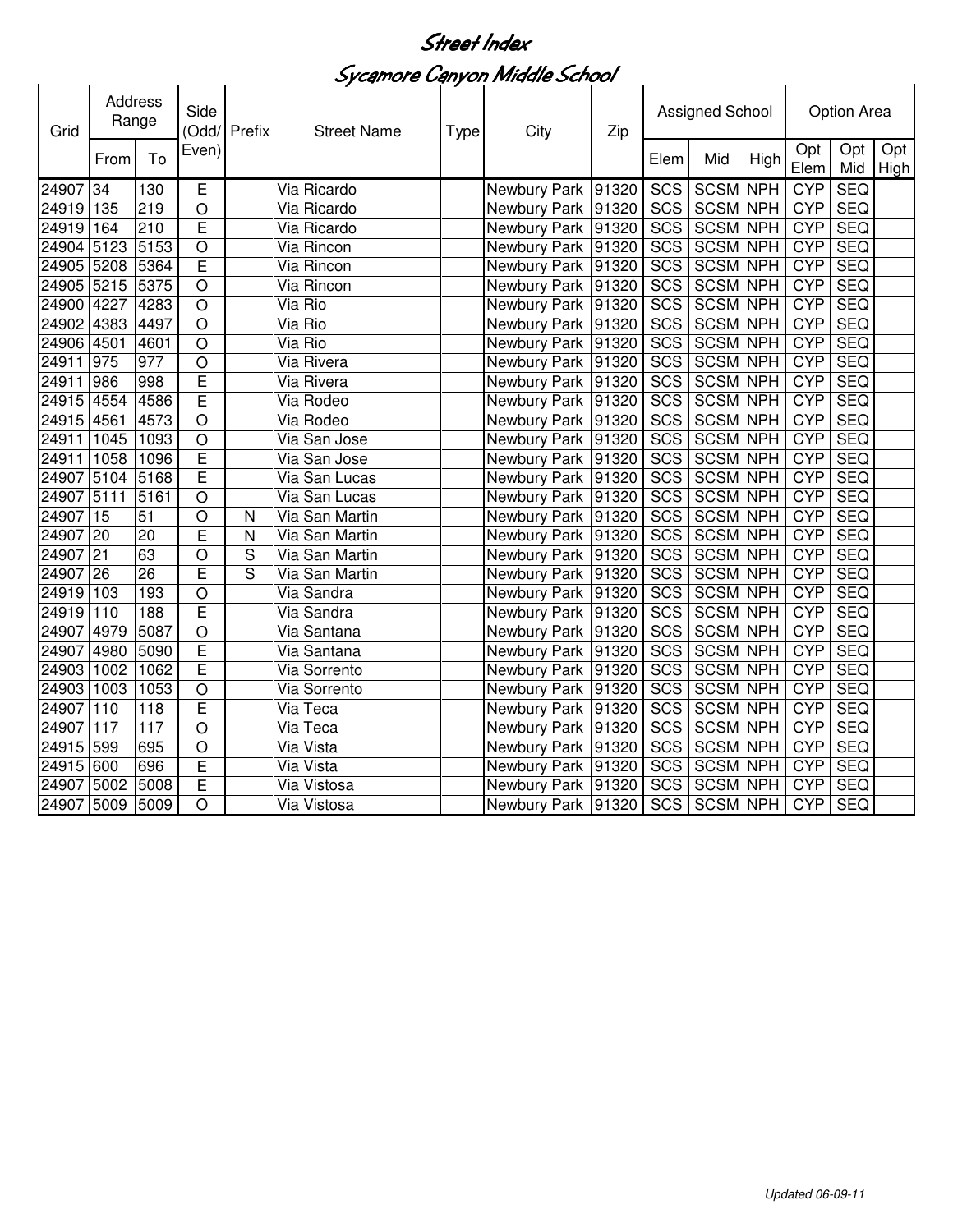# Street Index

## Sycamore Canyon Middle School

| Grid | Address Range | | Side (Odd/ Even) | Prefix | Street Name | Type | City | Zip | Assigned School | | | Option Area | | |
|---|---|---|---|---|---|---|---|---|---|---|---|---|---|---|
| | From | To | | | | | | | Elem | Mid | High | Opt Elem | Opt Mid | Opt High |
| 24907 | 34 | 130 | E | | Via Ricardo | | Newbury Park | 91320 | SCS | SCSM | NPH | CYP | SEQ | |
| 24919 | 135 | 219 | O | | Via Ricardo | | Newbury Park | 91320 | SCS | SCSM | NPH | CYP | SEQ | |
| 24919 | 164 | 210 | E | | Via Ricardo | | Newbury Park | 91320 | SCS | SCSM | NPH | CYP | SEQ | |
| 24904 | 5123 | 5153 | O | | Via Rincon | | Newbury Park | 91320 | SCS | SCSM | NPH | CYP | SEQ | |
| 24905 | 5208 | 5364 | E | | Via Rincon | | Newbury Park | 91320 | SCS | SCSM | NPH | CYP | SEQ | |
| 24905 | 5215 | 5375 | O | | Via Rincon | | Newbury Park | 91320 | SCS | SCSM | NPH | CYP | SEQ | |
| 24900 | 4227 | 4283 | O | | Via Rio | | Newbury Park | 91320 | SCS | SCSM | NPH | CYP | SEQ | |
| 24902 | 4383 | 4497 | O | | Via Rio | | Newbury Park | 91320 | SCS | SCSM | NPH | CYP | SEQ | |
| 24906 | 4501 | 4601 | O | | Via Rio | | Newbury Park | 91320 | SCS | SCSM | NPH | CYP | SEQ | |
| 24911 | 975 | 977 | O | | Via Rivera | | Newbury Park | 91320 | SCS | SCSM | NPH | CYP | SEQ | |
| 24911 | 986 | 998 | E | | Via Rivera | | Newbury Park | 91320 | SCS | SCSM | NPH | CYP | SEQ | |
| 24915 | 4554 | 4586 | E | | Via Rodeo | | Newbury Park | 91320 | SCS | SCSM | NPH | CYP | SEQ | |
| 24915 | 4561 | 4573 | O | | Via Rodeo | | Newbury Park | 91320 | SCS | SCSM | NPH | CYP | SEQ | |
| 24911 | 1045 | 1093 | O | | Via San Jose | | Newbury Park | 91320 | SCS | SCSM | NPH | CYP | SEQ | |
| 24911 | 1058 | 1096 | E | | Via San Jose | | Newbury Park | 91320 | SCS | SCSM | NPH | CYP | SEQ | |
| 24907 | 5104 | 5168 | E | | Via San Lucas | | Newbury Park | 91320 | SCS | SCSM | NPH | CYP | SEQ | |
| 24907 | 5111 | 5161 | O | | Via San Lucas | | Newbury Park | 91320 | SCS | SCSM | NPH | CYP | SEQ | |
| 24907 | 15 | 51 | O | N | Via San Martin | | Newbury Park | 91320 | SCS | SCSM | NPH | CYP | SEQ | |
| 24907 | 20 | 20 | E | N | Via San Martin | | Newbury Park | 91320 | SCS | SCSM | NPH | CYP | SEQ | |
| 24907 | 21 | 63 | O | S | Via San Martin | | Newbury Park | 91320 | SCS | SCSM | NPH | CYP | SEQ | |
| 24907 | 26 | 26 | E | S | Via San Martin | | Newbury Park | 91320 | SCS | SCSM | NPH | CYP | SEQ | |
| 24919 | 103 | 193 | O | | Via Sandra | | Newbury Park | 91320 | SCS | SCSM | NPH | CYP | SEQ | |
| 24919 | 110 | 188 | E | | Via Sandra | | Newbury Park | 91320 | SCS | SCSM | NPH | CYP | SEQ | |
| 24907 | 4979 | 5087 | O | | Via Santana | | Newbury Park | 91320 | SCS | SCSM | NPH | CYP | SEQ | |
| 24907 | 4980 | 5090 | E | | Via Santana | | Newbury Park | 91320 | SCS | SCSM | NPH | CYP | SEQ | |
| 24903 | 1002 | 1062 | E | | Via Sorrento | | Newbury Park | 91320 | SCS | SCSM | NPH | CYP | SEQ | |
| 24903 | 1003 | 1053 | O | | Via Sorrento | | Newbury Park | 91320 | SCS | SCSM | NPH | CYP | SEQ | |
| 24907 | 110 | 118 | E | | Via Teca | | Newbury Park | 91320 | SCS | SCSM | NPH | CYP | SEQ | |
| 24907 | 117 | 117 | O | | Via Teca | | Newbury Park | 91320 | SCS | SCSM | NPH | CYP | SEQ | |
| 24915 | 599 | 695 | O | | Via Vista | | Newbury Park | 91320 | SCS | SCSM | NPH | CYP | SEQ | |
| 24915 | 600 | 696 | E | | Via Vista | | Newbury Park | 91320 | SCS | SCSM | NPH | CYP | SEQ | |
| 24907 | 5002 | 5008 | E | | Via Vistosa | | Newbury Park | 91320 | SCS | SCSM | NPH | CYP | SEQ | |
| 24907 | 5009 | 5009 | O | | Via Vistosa | | Newbury Park | 91320 | SCS | SCSM | NPH | CYP | SEQ | |

*Updated 06-09-11*